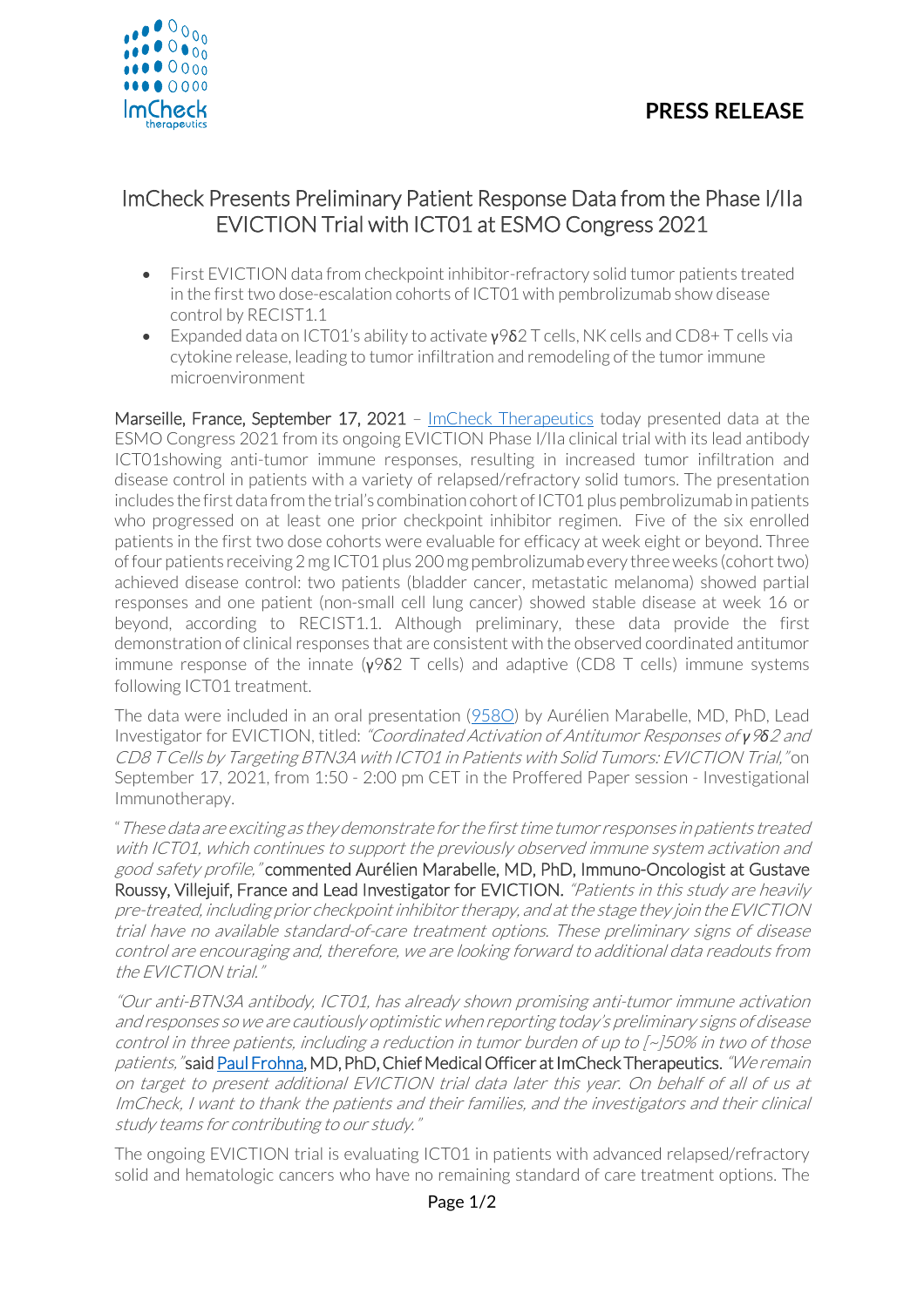**PRESS RELEASE**

# ImCheck Presents Preliminary Patient Response Data from the Phase I/IIa EVICTION Trial with ICT01 at ESMO Congress 2021

- First EVICTION data from checkpoint inhibitor-refractory solid tumor patients treated in the first two dose-escalation cohorts of ICT01 with pembrolizumab show disease control by RECIST1.1
- Expanded data on ICT01's ability to activate γ9δ2 T cells, NK cells and CD8+ T cells via cytokine release, leading to tumor infiltration and remodeling of the tumor immune microenvironment

Marseille, France, September 17, 2021 – [ImCheck Therapeutics](https://www.imchecktherapeutics.com) today presented data at the ESMO Congress 2021 from its ongoing EVICTION Phase I/IIa clinical trial with its lead antibody ICT01showing anti-tumor immune responses, resulting in increased tumor infiltration and disease control in patients with a variety of relapsed/refractory solid tumors. The presentation includes the first data from the trial's combination cohort of ICT01 plus pembrolizumab in patients who progressed on at least one prior checkpoint inhibitor regimen. Five of the six enrolled patients in the first two dose cohorts were evaluable for efficacy at week eight or beyond. Three of four patients receiving 2 mg ICT01 plus 200 mg pembrolizumab every three weeks (cohort two) achieved disease control: two patients (bladder cancer, metastatic melanoma) showed partial responses and one patient (non-small cell lung cancer) showed stable disease at week 16 or beyond, according to RECIST1.1. Although preliminary, these data provide the first demonstration of clinical responses that are consistent with the observed coordinated antitumor immune response of the innate (γ9δ2 T cells) and adaptive (CD8 T cells) immune systems following ICT01 treatment.

The data were included in an oral presentation ([958O]()) by Aurélien Marabelle, MD, PhD, Lead Investigator for EVICTION, titled: *"Coordinated Activation of Antitumor Responses of γ9δ2 and CD8 T Cells by Targeting BTN3A with ICT01 in Patients with Solid Tumors: EVICTION Trial,"* on September 17, 2021, from 1:50 - 2:00 pm CET in the Proffered Paper session - Investigational Immunotherapy.

"*These data are exciting as they demonstrate for the first time tumor responses in patients treated with ICT01, which continues to support the previously observed immune system activation and good safety profile,"* commented Aurélien Marabelle, MD, PhD, Immuno-Oncologist at Gustave Roussy, Villejuif, France and Lead Investigator for EVICTION. *"Patients in this study are heavily pre-treated, including prior checkpoint inhibitor therapy, and at the stage they join the EVICTION trial have no available standard-of-care treatment options. These preliminary signs of disease control are encouraging and, therefore, we are looking forward to additional data readouts from the EVICTION trial."*

*"Our anti-BTN3A antibody, ICT01, has already shown promising anti-tumor immune activation and responses so we are cautiously optimistic when reporting today's preliminary signs of disease control in three patients, including a reduction in tumor burden of up to [~]50% in two of those patients,"* said [Paul Frohna](), MD, PhD, Chief Medical Officer at ImCheck Therapeutics. *"We remain on target to present additional EVICTION trial data later this year. On behalf of all of us at ImCheck, I want to thank the patients and their families, and the investigators and their clinical study teams for contributing to our study."*

The ongoing EVICTION trial is evaluating ICT01 in patients with advanced relapsed/refractory solid and hematologic cancers who have no remaining standard of care treatment options. The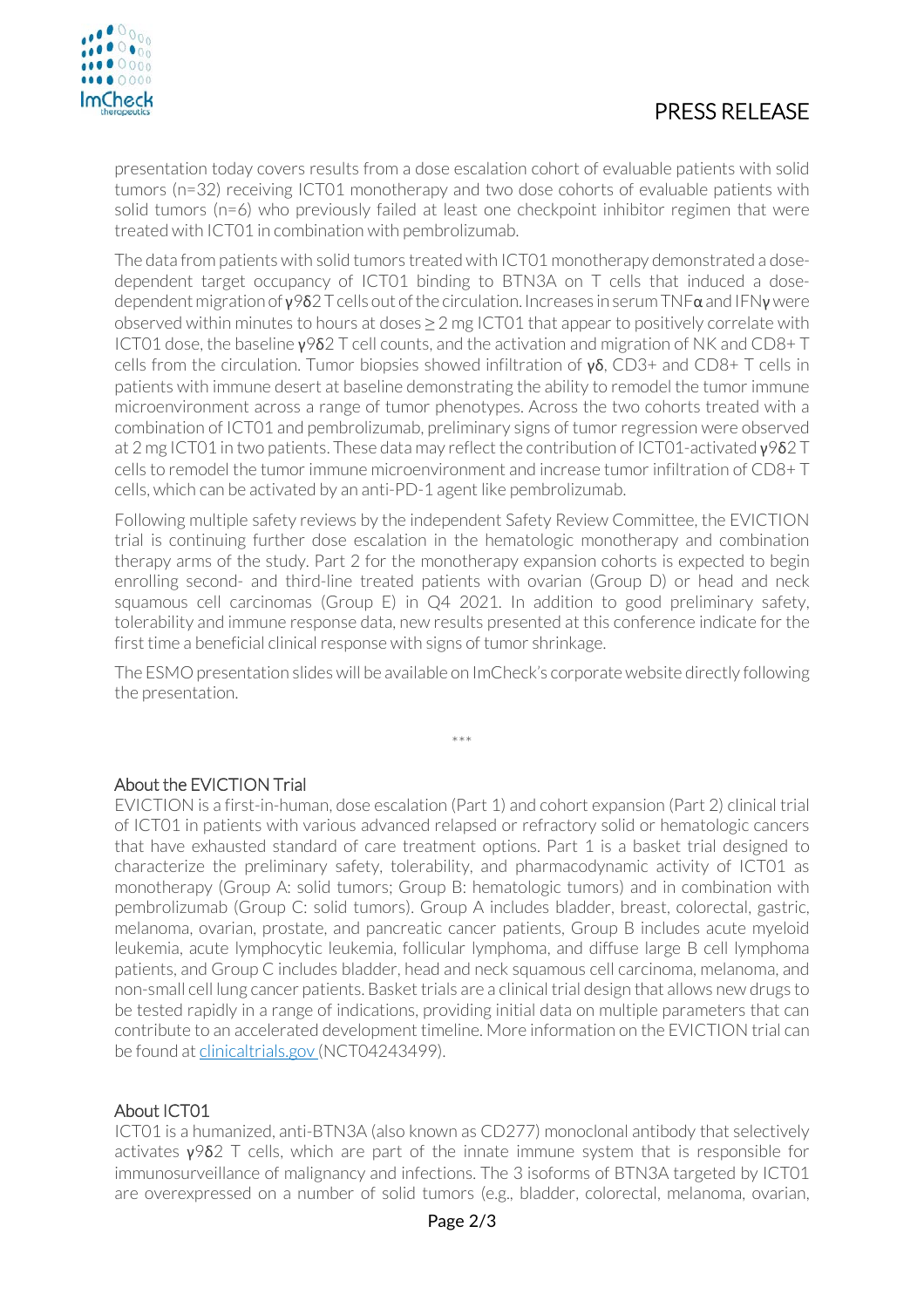presentation today covers results from a dose escalation cohort of evaluable patients with solid tumors (n=32) receiving ICT01 monotherapy and two dose cohorts of evaluable patients with solid tumors (n=6) who previously failed at least one checkpoint inhibitor regimen that were treated with ICT01 in combination with pembrolizumab.

The data from patients with solid tumors treated with ICT01 monotherapy demonstrated a dose-dependent target occupancy of ICT01 binding to BTN3A on T cells that induced a dose-dependent migration of γ9δ2 T cells out of the circulation. Increases in serum TNFα and IFNγ were observed within minutes to hours at doses ≥ 2 mg ICT01 that appear to positively correlate with ICT01 dose, the baseline γ9δ2 T cell counts, and the activation and migration of NK and CD8+ T cells from the circulation. Tumor biopsies showed infiltration of γδ, CD3+ and CD8+ T cells in patients with immune desert at baseline demonstrating the ability to remodel the tumor immune microenvironment across a range of tumor phenotypes. Across the two cohorts treated with a combination of ICT01 and pembrolizumab, preliminary signs of tumor regression were observed at 2 mg ICT01 in two patients. These data may reflect the contribution of ICT01-activated γ9δ2 T cells to remodel the tumor immune microenvironment and increase tumor infiltration of CD8+ T cells, which can be activated by an anti-PD-1 agent like pembrolizumab.

Following multiple safety reviews by the independent Safety Review Committee, the EVICTION trial is continuing further dose escalation in the hematologic monotherapy and combination therapy arms of the study. Part 2 for the monotherapy expansion cohorts is expected to begin enrolling second- and third-line treated patients with ovarian (Group D) or head and neck squamous cell carcinomas (Group E) in Q4 2021. In addition to good preliminary safety, tolerability and immune response data, new results presented at this conference indicate for the first time a beneficial clinical response with signs of tumor shrinkage.

The ESMO presentation slides will be available on ImCheck's corporate website directly following the presentation.

\*\*\*

## About the EVICTION Trial

EVICTION is a first-in-human, dose escalation (Part 1) and cohort expansion (Part 2) clinical trial of ICT01 in patients with various advanced relapsed or refractory solid or hematologic cancers that have exhausted standard of care treatment options. Part 1 is a basket trial designed to characterize the preliminary safety, tolerability, and pharmacodynamic activity of ICT01 as monotherapy (Group A: solid tumors; Group B: hematologic tumors) and in combination with pembrolizumab (Group C: solid tumors). Group A includes bladder, breast, colorectal, gastric, melanoma, ovarian, prostate, and pancreatic cancer patients, Group B includes acute myeloid leukemia, acute lymphocytic leukemia, follicular lymphoma, and diffuse large B cell lymphoma patients, and Group C includes bladder, head and neck squamous cell carcinoma, melanoma, and non-small cell lung cancer patients. Basket trials are a clinical trial design that allows new drugs to be tested rapidly in a range of indications, providing initial data on multiple parameters that can contribute to an accelerated development timeline. More information on the EVICTION trial can be found at [clinicaltrials.gov](clinicaltrials.gov) (NCT04243499).

## About ICT01

ICT01 is a humanized, anti-BTN3A (also known as CD277) monoclonal antibody that selectively activates γ9δ2 T cells, which are part of the innate immune system that is responsible for immunosurveillance of malignancy and infections. The 3 isoforms of BTN3A targeted by ICT01 are overexpressed on a number of solid tumors (e.g., bladder, colorectal, melanoma, ovarian,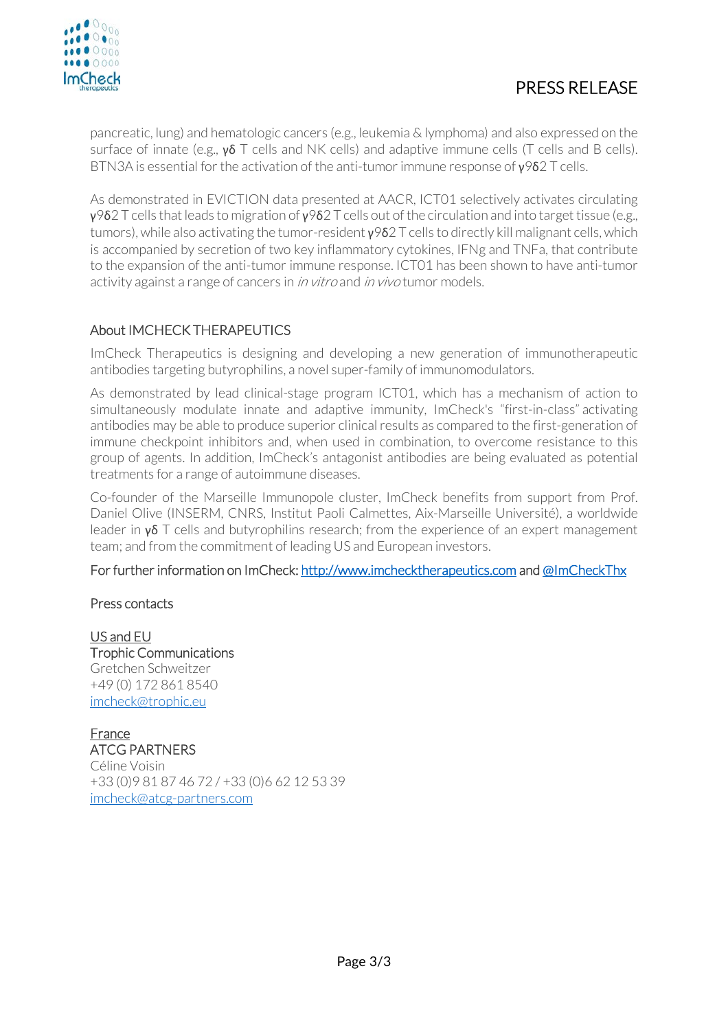pancreatic, lung) and hematologic cancers (e.g., leukemia & lymphoma) and also expressed on the surface of innate (e.g., γδ T cells and NK cells) and adaptive immune cells (T cells and B cells). BTN3A is essential for the activation of the anti-tumor immune response of γ9δ2 T cells.

As demonstrated in EVICTION data presented at AACR, ICT01 selectively activates circulating γ9δ2 T cells that leads to migration of γ9δ2 T cells out of the circulation and into target tissue (e.g., tumors), while also activating the tumor-resident γ9δ2 T cells to directly kill malignant cells, which is accompanied by secretion of two key inflammatory cytokines, IFNg and TNFa, that contribute to the expansion of the anti-tumor immune response. ICT01 has been shown to have anti-tumor activity against a range of cancers in *in vitro* and *in vivo* tumor models.

## About IMCHECK THERAPEUTICS

ImCheck Therapeutics is designing and developing a new generation of immunotherapeutic antibodies targeting butyrophilins, a novel super-family of immunomodulators.

As demonstrated by lead clinical-stage program ICT01, which has a mechanism of action to simultaneously modulate innate and adaptive immunity, ImCheck's "first-in-class" activating antibodies may be able to produce superior clinical results as compared to the first-generation of immune checkpoint inhibitors and, when used in combination, to overcome resistance to this group of agents. In addition, ImCheck's antagonist antibodies are being evaluated as potential treatments for a range of autoimmune diseases.

Co-founder of the Marseille Immunopole cluster, ImCheck benefits from support from Prof. Daniel Olive (INSERM, CNRS, Institut Paoli Calmettes, Aix-Marseille Université), a worldwide leader in γδ T cells and butyrophilins research; from the experience of an expert management team; and from the commitment of leading US and European investors.

For further information on ImCheck: [http://www.imchecktherapeutics.com](http://www.imchecktherapeutics.com) and [@ImCheckThx](https://twitter.com/ImCheckThx)

Press contacts

US and EU
Trophic Communications
Gretchen Schweitzer
+49 (0) 172 861 8540
imcheck@trophic.eu

France
ATCG PARTNERS
Céline Voisin
+33 (0)9 81 87 46 72 / +33 (0)6 62 12 53 39
imcheck@atcg-partners.com